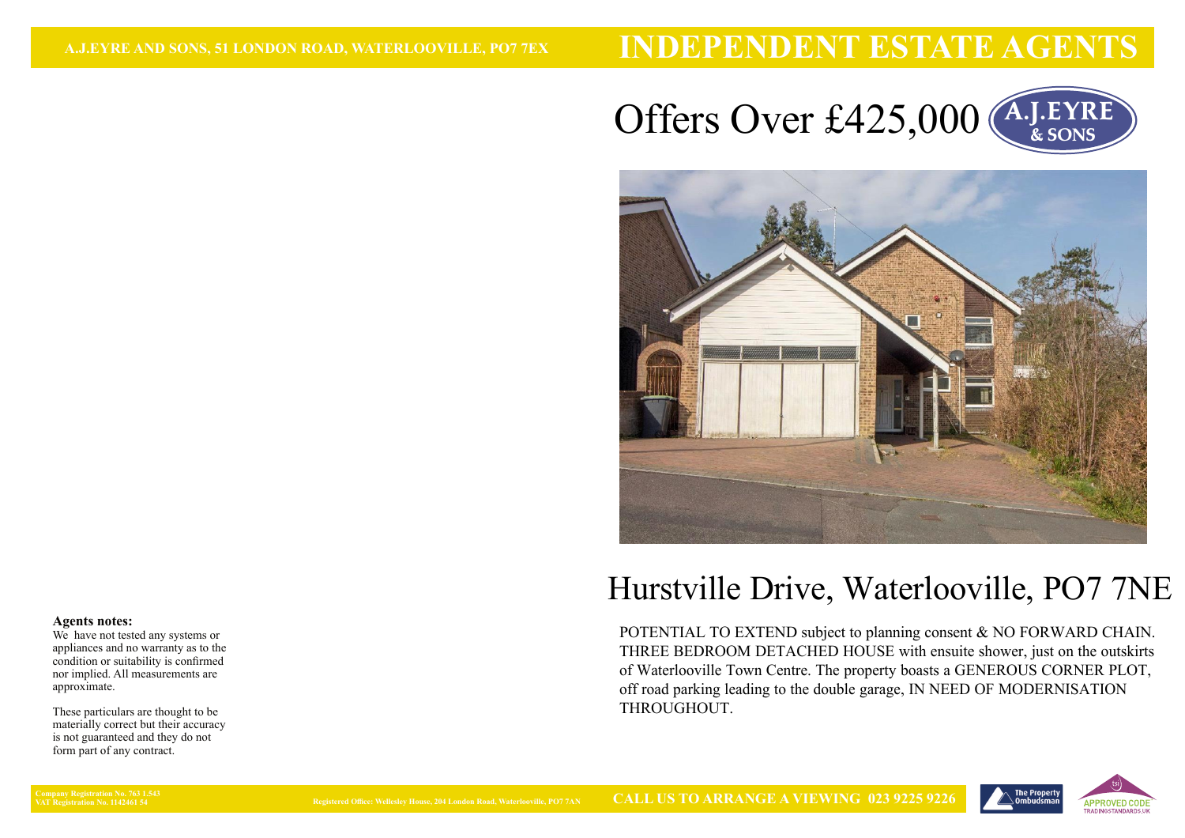A.J.EYRE AND SONS, 51 LONDON ROAD, WATERLOOVILLE, PO7 7EX

# INDEPENDENT ESTATE AGENTS

## Offers Over £425,000

A.J.EYRE & SONS

# Hurstville Drive, Waterlooville, PO7 7NE

POTENTIAL TO EXTEND subject to planning consent & NO FORWARD CHAIN. THREE BEDROOM DETACHED HOUSE with ensuite shower, just on the outskirts of Waterlooville Town Centre. The property boasts a GENEROUS CORNER PLOT, off road parking leading to the double garage, IN NEED OF MODERNISATION THROUGHOUT.

**Agents notes:**

We have not tested any systems or appliances and no warranty as to the condition or suitability is confirmed nor implied. All measurements are approximate.

These particulars are thought to be materially correct but their accuracy is not guaranteed and they do not form part of any contract.

Company Registration No. 763 1 543
VAT Registration No. 1142461 54

Registered Office: Wellesley House, 204 London Road, Waterlooville, PO7 7AN

**CALL US TO ARRANGE A VIEWING 023 9225 9226**

The Property Ombudsman

APPROVED CODE TRADINGSTANDARDS.UK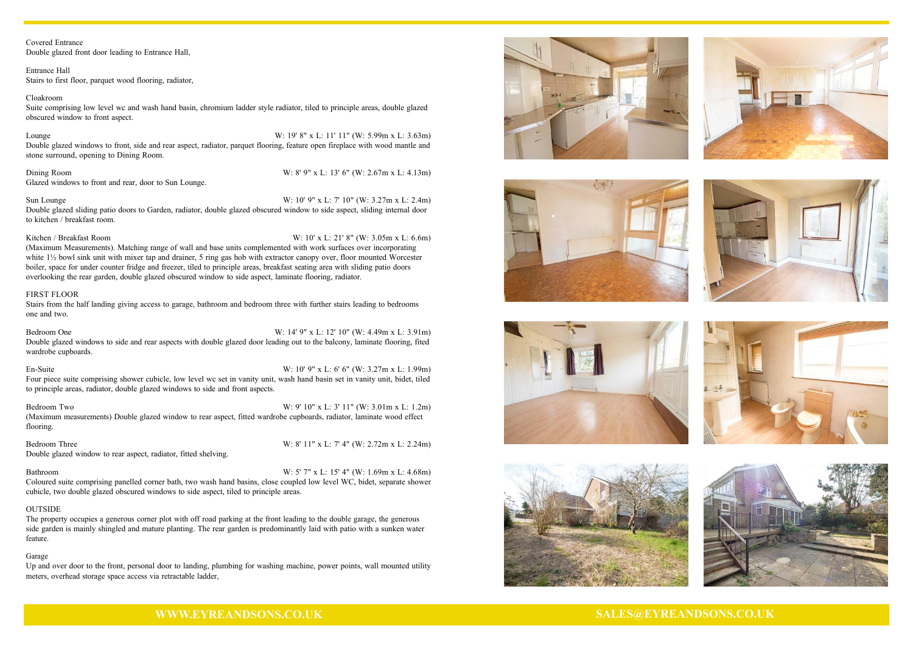Covered Entrance
Double glazed front door leading to Entrance Hall,

Entrance Hall
Stairs to first floor, parquet wood flooring, radiator,

Cloakroom
Suite comprising low level wc and wash hand basin, chromium ladder style radiator, tiled to principle areas, double glazed obscured window to front aspect.

Lounge W: 19' 8" x L: 11' 11" (W: 5.99m x L: 3.63m)
Double glazed windows to front, side and rear aspect, radiator, parquet flooring, feature open fireplace with wood mantle and stone surround, opening to Dining Room.

Dining Room W: 8' 9" x L: 13' 6" (W: 2.67m x L: 4.13m)
Glazed windows to front and rear, door to Sun Lounge.

Sun Lounge W: 10' 9" x L: 7' 10" (W: 3.27m x L: 2.4m)
Double glazed sliding patio doors to Garden, radiator, double glazed obscured window to side aspect, sliding internal door to kitchen / breakfast room.

Kitchen / Breakfast Room W: 10' x L: 21' 8" (W: 3.05m x L: 6.6m)
(Maximum Measurements). Matching range of wall and base units complemented with work surfaces over incorporating white 1½ bowl sink unit with mixer tap and drainer, 5 ring gas hob with extractor canopy over, floor mounted Worcester boiler, space for under counter fridge and freezer, tiled to principle areas, breakfast seating area with sliding patio doors overlooking the rear garden, double glazed obscured window to side aspect, laminate flooring, radiator.

FIRST FLOOR
Stairs from the half landing giving access to garage, bathroom and bedroom three with further stairs leading to bedrooms one and two.

Bedroom One W: 14' 9" x L: 12' 10" (W: 4.49m x L: 3.91m)
Double glazed windows to side and rear aspects with double glazed door leading out to the balcony, laminate flooring, fited wardrobe cupboards.

En-Suite W: 10' 9" x L: 6' 6" (W: 3.27m x L: 1.99m)
Four piece suite comprising shower cubicle, low level wc set in vanity unit, wash hand basin set in vanity unit, bidet, tiled to principle areas, radiator, double glazed windows to side and front aspects.

Bedroom Two W: 9' 10" x L: 3' 11" (W: 3.01m x L: 1.2m)
(Maximum measurements) Double glazed window to rear aspect, fitted wardrobe cupboards, radiator, laminate wood effect flooring.

Bedroom Three W: 8' 11" x L: 7' 4" (W: 2.72m x L: 2.24m)
Double glazed window to rear aspect, radiator, fitted shelving.

Bathroom W: 5' 7" x L: 15' 4" (W: 1.69m x L: 4.68m)
Coloured suite comprising panelled corner bath, two wash hand basins, close coupled low level WC, bidet, separate shower cubicle, two double glazed obscured windows to side aspect, tiled to principle areas.

OUTSIDE
The property occupies a generous corner plot with off road parking at the front leading to the double garage, the generous side garden is mainly shingled and mature planting. The rear garden is predominantly laid with patio with a sunken water feature.

Garage
Up and over door to the front, personal door to landing, plumbing for washing machine, power points, wall mounted utility meters, overhead storage space access via retractable ladder,

WWW.EYREANDSONS.CO.UK SALES@EYREANDSONS.CO.UK